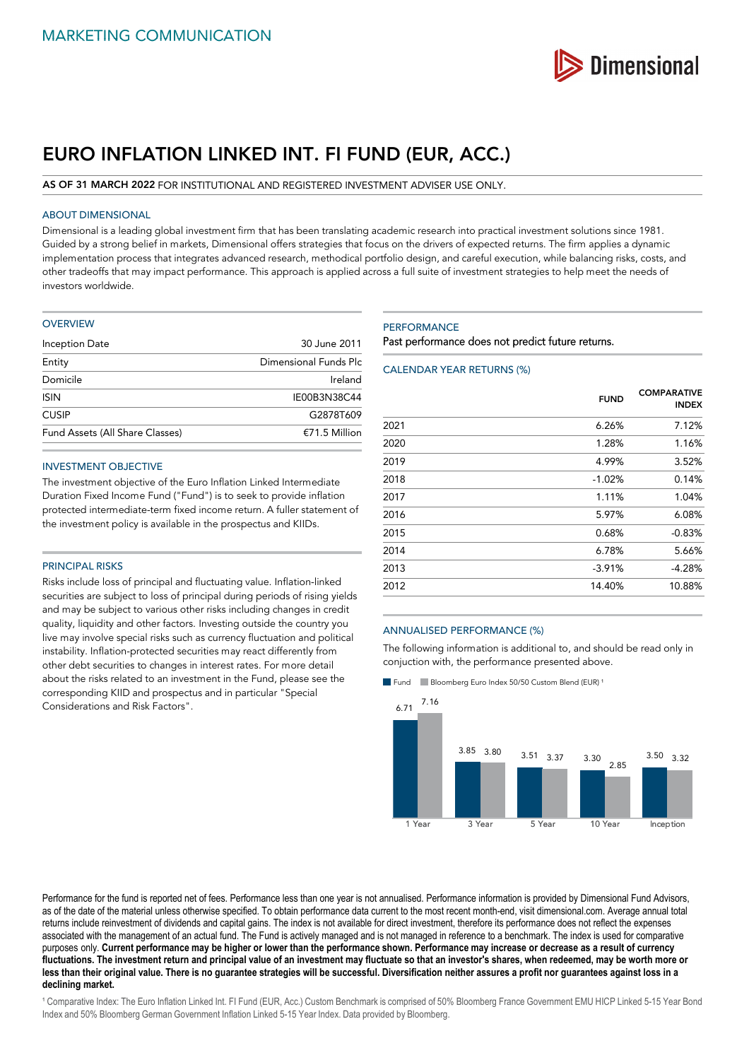MARKETING COMMUNICATION

# EURO INFLATION LINKED INT. FI FUND (EUR, ACC.)

**AS OF 31 MARCH 2022** FOR INSTITUTIONAL AND REGISTERED INVESTMENT ADVISER USE ONLY.

## ABOUT DIMENSIONAL

Dimensional is a leading global investment firm that has been translating academic research into practical investment solutions since 1981. Guided by a strong belief in markets, Dimensional offers strategies that focus on the drivers of expected returns. The firm applies a dynamic implementation process that integrates advanced research, methodical portfolio design, and careful execution, while balancing risks, costs, and other tradeoffs that may impact performance. This approach is applied across a full suite of investment strategies to help meet the needs of investors worldwide.

## OVERVIEW

| | |
|---|---|
| Inception Date | 30 June 2011 |
| Entity | Dimensional Funds Plc |
| Domicile | Ireland |
| ISIN | IE00B3N38C44 |
| CUSIP | G2878T609 |
| Fund Assets (All Share Classes) | €71.5 Million |

## INVESTMENT OBJECTIVE

The investment objective of the Euro Inflation Linked Intermediate Duration Fixed Income Fund ("Fund") is to seek to provide inflation protected intermediate-term fixed income return. A fuller statement of the investment policy is available in the prospectus and KIIDs.

## PRINCIPAL RISKS

Risks include loss of principal and fluctuating value. Inflation-linked securities are subject to loss of principal during periods of rising yields and may be subject to various other risks including changes in credit quality, liquidity and other factors. Investing outside the country you live may involve special risks such as currency fluctuation and political instability. Inflation-protected securities may react differently from other debt securities to changes in interest rates. For more detail about the risks related to an investment in the Fund, please see the corresponding KIID and prospectus and in particular "Special Considerations and Risk Factors".

## PERFORMANCE

Past performance does not predict future returns.

### CALENDAR YEAR RETURNS (%)

| | FUND | COMPARATIVE INDEX |
|---|---|---|
| 2021 | 6.26% | 7.12% |
| 2020 | 1.28% | 1.16% |
| 2019 | 4.99% | 3.52% |
| 2018 | -1.02% | 0.14% |
| 2017 | 1.11% | 1.04% |
| 2016 | 5.97% | 6.08% |
| 2015 | 0.68% | -0.83% |
| 2014 | 6.78% | 5.66% |
| 2013 | -3.91% | -4.28% |
| 2012 | 14.40% | 10.88% |

### ANNUALISED PERFORMANCE (%)

The following information is additional to, and should be read only in conjuction with, the performance presented above.

| | Fund | Bloomberg Euro Index 50/50 Custom Blend (EUR) [1] |
|---|---|---|
| 1 Year | 6.71 | 7.16 |
| 3 Year | 3.85 | 3.80 |
| 5 Year | 3.51 | 3.37 |
| 10 Year | 3.30 | 2.85 |
| Inception | 3.50 | 3.32 |

Performance for the fund is reported net of fees. Performance less than one year is not annualised. Performance information is provided by Dimensional Fund Advisors, as of the date of the material unless otherwise specified. To obtain performance data current to the most recent month-end, visit dimensional.com. Average annual total returns include reinvestment of dividends and capital gains. The index is not available for direct investment, therefore its performance does not reflect the expenses associated with the management of an actual fund. The Fund is actively managed and is not managed in reference to a benchmark. The index is used for comparative purposes only. **Current performance may be higher or lower than the performance shown. Performance may increase or decrease as a result of currency fluctuations. The investment return and principal value of an investment may fluctuate so that an investor's shares, when redeemed, may be worth more or less than their original value. There is no guarantee strategies will be successful. Diversification neither assures a profit nor guarantees against loss in a declining market.**

[1] Comparative Index: The Euro Inflation Linked Int. FI Fund (EUR, Acc.) Custom Benchmark is comprised of 50% Bloomberg France Government EMU HICP Linked 5-15 Year Bond Index and 50% Bloomberg German Government Inflation Linked 5-15 Year Index. Data provided by Bloomberg.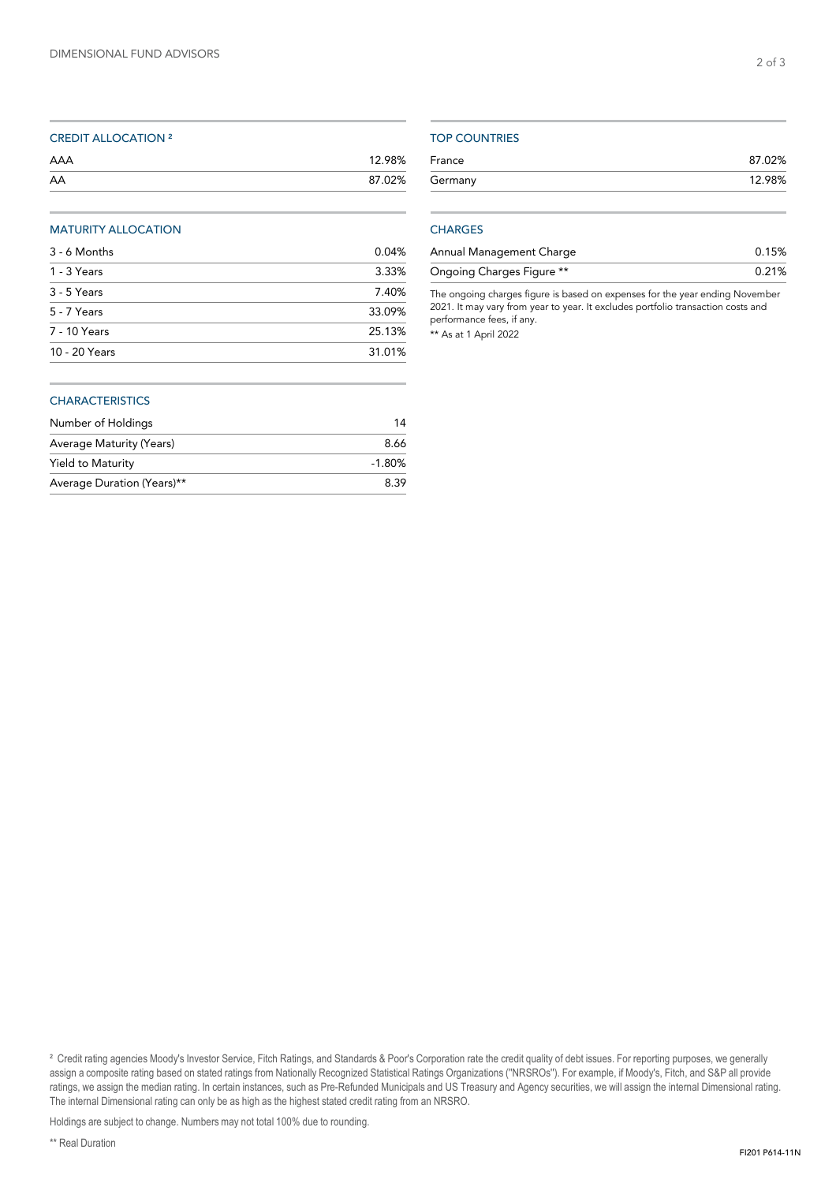## CREDIT ALLOCATION [2]

| | |
|---|---|
| AAA | 12.98% |
| AA | 87.02% |

## MATURITY ALLOCATION

| | |
|---|---|
| 3 - 6 Months | 0.04% |
| 1 - 3 Years | 3.33% |
| 3 - 5 Years | 7.40% |
| 5 - 7 Years | 33.09% |
| 7 - 10 Years | 25.13% |
| 10 - 20 Years | 31.01% |

## CHARACTERISTICS

| | |
|---|---|
| Number of Holdings | 14 |
| Average Maturity (Years) | 8.66 |
| Yield to Maturity | -1.80% |
| Average Duration (Years)** | 8.39 |

## TOP COUNTRIES

| | |
|---|---|
| France | 87.02% |
| Germany | 12.98% |

## CHARGES

| | |
|---|---|
| Annual Management Charge | 0.15% |
| Ongoing Charges Figure ** | 0.21% |

The ongoing charges figure is based on expenses for the year ending November 2021. It may vary from year to year. It excludes portfolio transaction costs and performance fees, if any.

** As at 1 April 2022

[2] Credit rating agencies Moody's Investor Service, Fitch Ratings, and Standards & Poor's Corporation rate the credit quality of debt issues. For reporting purposes, we generally assign a composite rating based on stated ratings from Nationally Recognized Statistical Ratings Organizations ("NRSROs"). For example, if Moody's, Fitch, and S&P all provide ratings, we assign the median rating. In certain instances, such as Pre-Refunded Municipals and US Treasury and Agency securities, we will assign the internal Dimensional rating. The internal Dimensional rating can only be as high as the highest stated credit rating from an NRSRO.

Holdings are subject to change. Numbers may not total 100% due to rounding.

** Real Duration

FI201 P614-11N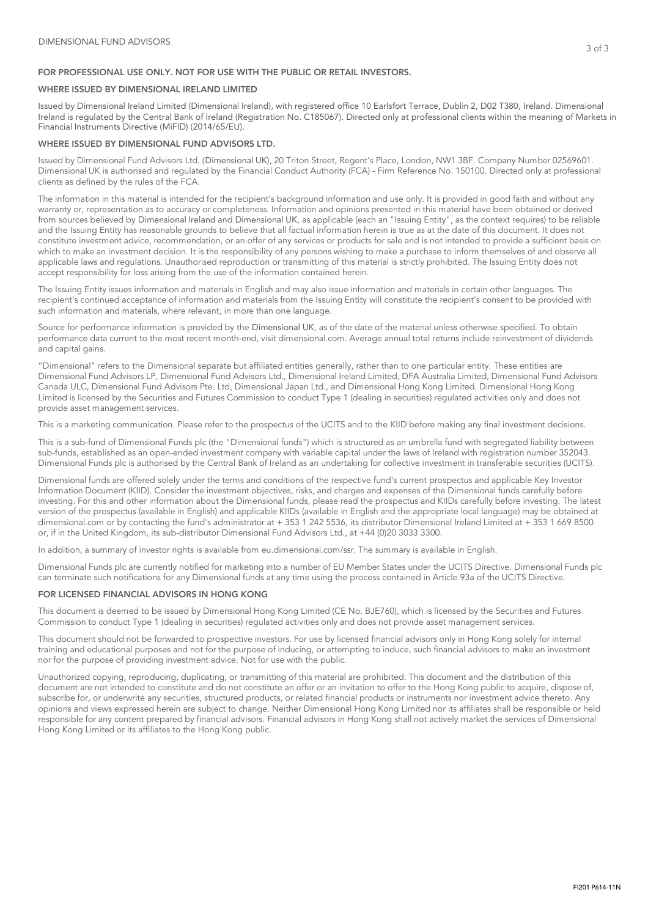FOR PROFESSIONAL USE ONLY. NOT FOR USE WITH THE PUBLIC OR RETAIL INVESTORS.

## WHERE ISSUED BY DIMENSIONAL IRELAND LIMITED

Issued by Dimensional Ireland Limited (Dimensional Ireland), with registered office 10 Earlsfort Terrace, Dublin 2, D02 T380, Ireland. Dimensional Ireland is regulated by the Central Bank of Ireland (Registration No. C185067). Directed only at professional clients within the meaning of Markets in Financial Instruments Directive (MiFID) (2014/65/EU).

## WHERE ISSUED BY DIMENSIONAL FUND ADVISORS LTD.

Issued by Dimensional Fund Advisors Ltd. (Dimensional UK), 20 Triton Street, Regent's Place, London, NW1 3BF. Company Number 02569601. Dimensional UK is authorised and regulated by the Financial Conduct Authority (FCA) - Firm Reference No. 150100. Directed only at professional clients as defined by the rules of the FCA.

The information in this material is intended for the recipient's background information and use only. It is provided in good faith and without any warranty or, representation as to accuracy or completeness. Information and opinions presented in this material have been obtained or derived from sources believed by Dimensional Ireland and Dimensional UK, as applicable (each an "Issuing Entity", as the context requires) to be reliable and the Issuing Entity has reasonable grounds to believe that all factual information herein is true as at the date of this document. It does not constitute investment advice, recommendation, or an offer of any services or products for sale and is not intended to provide a sufficient basis on which to make an investment decision. It is the responsibility of any persons wishing to make a purchase to inform themselves of and observe all applicable laws and regulations. Unauthorised reproduction or transmitting of this material is strictly prohibited. The Issuing Entity does not accept responsibility for loss arising from the use of the information contained herein.

The Issuing Entity issues information and materials in English and may also issue information and materials in certain other languages. The recipient's continued acceptance of information and materials from the Issuing Entity will constitute the recipient's consent to be provided with such information and materials, where relevant, in more than one language.

Source for performance information is provided by the Dimensional UK, as of the date of the material unless otherwise specified. To obtain performance data current to the most recent month-end, visit dimensional.com. Average annual total returns include reinvestment of dividends and capital gains.

"Dimensional" refers to the Dimensional separate but affiliated entities generally, rather than to one particular entity. These entities are Dimensional Fund Advisors LP, Dimensional Fund Advisors Ltd., Dimensional Ireland Limited, DFA Australia Limited, Dimensional Fund Advisors Canada ULC, Dimensional Fund Advisors Pte. Ltd, Dimensional Japan Ltd., and Dimensional Hong Kong Limited. Dimensional Hong Kong Limited is licensed by the Securities and Futures Commission to conduct Type 1 (dealing in securities) regulated activities only and does not provide asset management services.

This is a marketing communication. Please refer to the prospectus of the UCITS and to the KIID before making any final investment decisions.

This is a sub-fund of Dimensional Funds plc (the "Dimensional funds") which is structured as an umbrella fund with segregated liability between sub-funds, established as an open-ended investment company with variable capital under the laws of Ireland with registration number 352043. Dimensional Funds plc is authorised by the Central Bank of Ireland as an undertaking for collective investment in transferable securities (UCITS).

Dimensional funds are offered solely under the terms and conditions of the respective fund's current prospectus and applicable Key Investor Information Document (KIID). Consider the investment objectives, risks, and charges and expenses of the Dimensional funds carefully before investing. For this and other information about the Dimensional funds, please read the prospectus and KIIDs carefully before investing. The latest version of the prospectus (available in English) and applicable KIIDs (available in English and the appropriate local language) may be obtained at dimensional.com or by contacting the fund's administrator at + 353 1 242 5536, its distributor Dimensional Ireland Limited at + 353 1 669 8500 or, if in the United Kingdom, its sub-distributor Dimensional Fund Advisors Ltd., at +44 (0)20 3033 3300.

In addition, a summary of investor rights is available from eu.dimensional.com/ssr. The summary is available in English.

Dimensional Funds plc are currently notified for marketing into a number of EU Member States under the UCITS Directive. Dimensional Funds plc can terminate such notifications for any Dimensional funds at any time using the process contained in Article 93a of the UCITS Directive.

## FOR LICENSED FINANCIAL ADVISORS IN HONG KONG

This document is deemed to be issued by Dimensional Hong Kong Limited (CE No. BJE760), which is licensed by the Securities and Futures Commission to conduct Type 1 (dealing in securities) regulated activities only and does not provide asset management services.

This document should not be forwarded to prospective investors. For use by licensed financial advisors only in Hong Kong solely for internal training and educational purposes and not for the purpose of inducing, or attempting to induce, such financial advisors to make an investment nor for the purpose of providing investment advice. Not for use with the public.

Unauthorized copying, reproducing, duplicating, or transmitting of this material are prohibited. This document and the distribution of this document are not intended to constitute and do not constitute an offer or an invitation to offer to the Hong Kong public to acquire, dispose of, subscribe for, or underwrite any securities, structured products, or related financial products or instruments nor investment advice thereto. Any opinions and views expressed herein are subject to change. Neither Dimensional Hong Kong Limited nor its affiliates shall be responsible or held responsible for any content prepared by financial advisors. Financial advisors in Hong Kong shall not actively market the services of Dimensional Hong Kong Limited or its affiliates to the Hong Kong public.

FI201 P614-11N